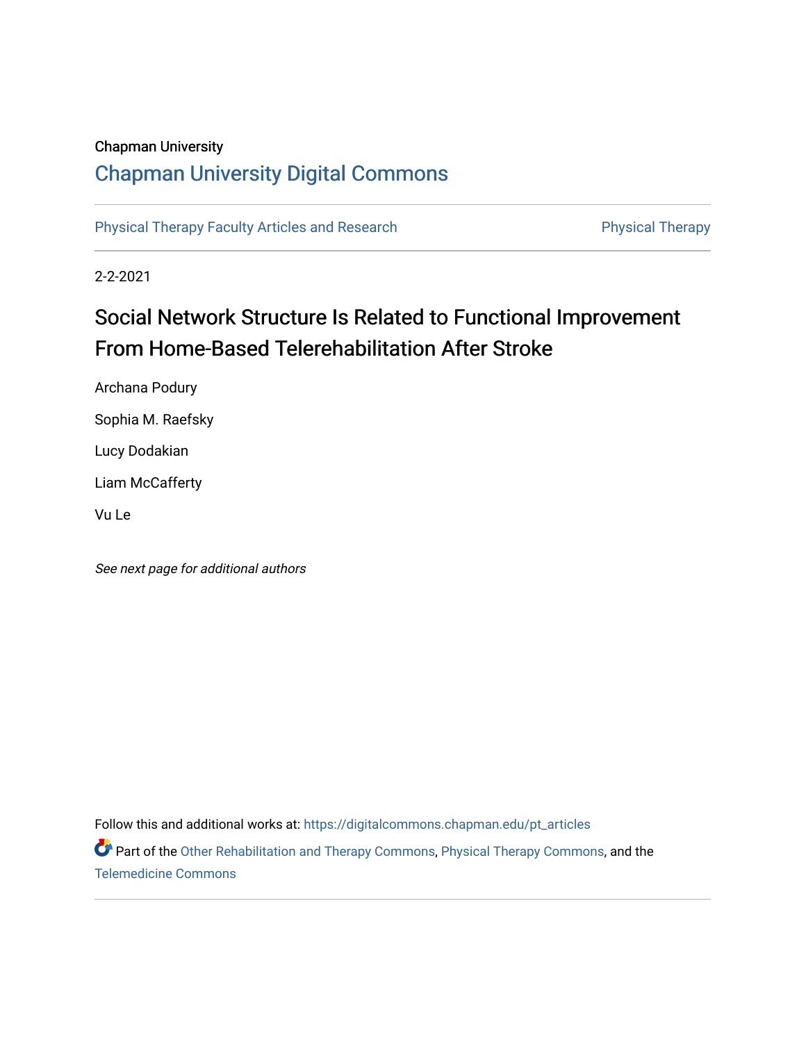Chapman University

# Chapman University Digital Commons

Physical Therapy Faculty Articles and Research | Physical Therapy

2-2-2021

## Social Network Structure Is Related to Functional Improvement From Home-Based Telerehabilitation After Stroke

Archana Podury

Sophia M. Raefsky

Lucy Dodakian

Liam McCafferty

Vu Le

*See next page for additional authors*

Follow this and additional works at: https://digitalcommons.chapman.edu/pt_articles

Part of the Other Rehabilitation and Therapy Commons, Physical Therapy Commons, and the Telemedicine Commons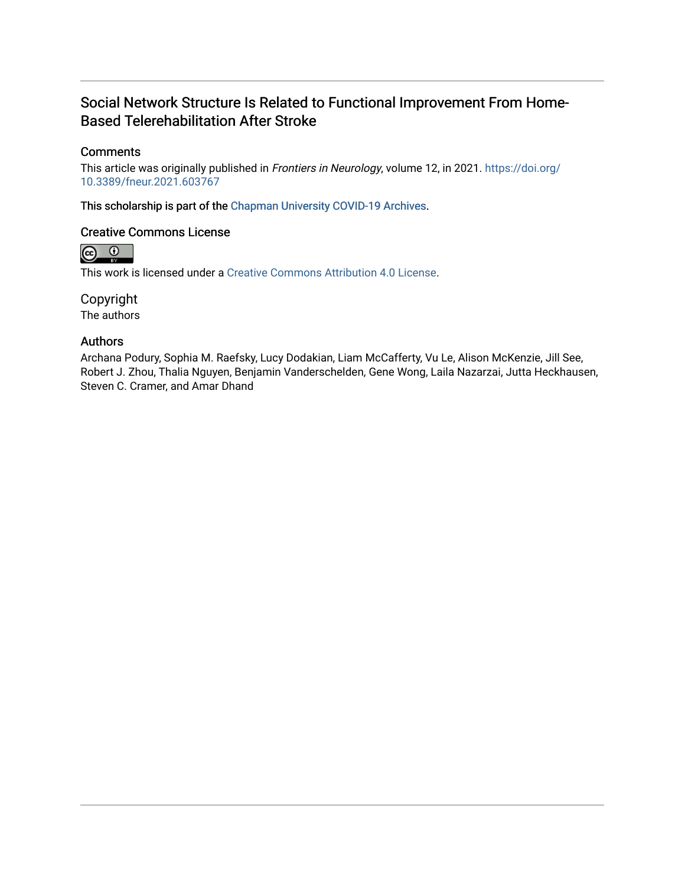# Social Network Structure Is Related to Functional Improvement From Home-Based Telerehabilitation After Stroke

## Comments

This article was originally published in *Frontiers in Neurology*, volume 12, in 2021. https://doi.org/10.3389/fneur.2021.603767

This scholarship is part of the Chapman University COVID-19 Archives.

## Creative Commons License

This work is licensed under a Creative Commons Attribution 4.0 License.

## Copyright

The authors

## Authors

Archana Podury, Sophia M. Raefsky, Lucy Dodakian, Liam McCafferty, Vu Le, Alison McKenzie, Jill See, Robert J. Zhou, Thalia Nguyen, Benjamin Vanderschelden, Gene Wong, Laila Nazarzai, Jutta Heckhausen, Steven C. Cramer, and Amar Dhand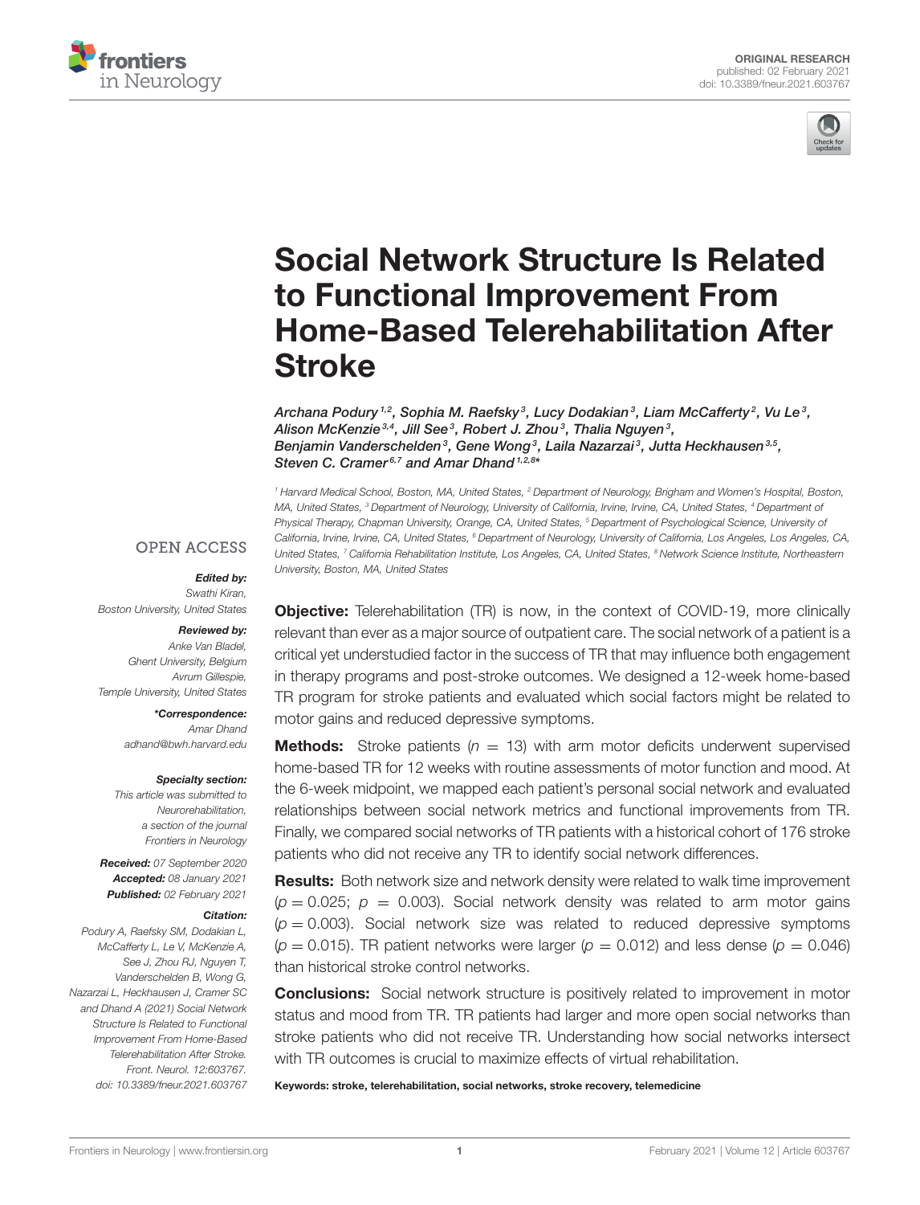ORIGINAL RESEARCH
published: 02 February 2021
doi: 10.3389/fneur.2021.603767

# Social Network Structure Is Related to Functional Improvement From Home-Based Telerehabilitation After Stroke

*Archana Podury[1,2], Sophia M. Raefsky[3], Lucy Dodakian[3], Liam McCafferty[2], Vu Le[3], Alison McKenzie[3,4], Jill See[3], Robert J. Zhou[3], Thalia Nguyen[3], Benjamin Vanderschelden[3], Gene Wong[3], Laila Nazarzai[3], Jutta Heckhausen[3,5], Steven C. Cramer[6,7] and Amar Dhand[1,2,8]\**

[1] Harvard Medical School, Boston, MA, United States, [2] Department of Neurology, Brigham and Women's Hospital, Boston, MA, United States, [3] Department of Neurology, University of California, Irvine, Irvine, CA, United States, [4] Department of Physical Therapy, Chapman University, Orange, CA, United States, [5] Department of Psychological Science, University of California, Irvine, Irvine, CA, United States, [6] Department of Neurology, University of California, Los Angeles, Los Angeles, CA, United States, [7] California Rehabilitation Institute, Los Angeles, CA, United States, [8] Network Science Institute, Northeastern University, Boston, MA, United States

OPEN ACCESS

***Edited by:***
Swathi Kiran,
Boston University, United States

***Reviewed by:***
Anke Van Bladel,
Ghent University, Belgium
Avrum Gillespie,
Temple University, United States

***\*Correspondence:***
Amar Dhand
adhand@bwh.harvard.edu

***Specialty section:***
This article was submitted to Neurorehabilitation, a section of the journal Frontiers in Neurology

***Received:*** 07 September 2020
***Accepted:*** 08 January 2021
***Published:*** 02 February 2021

***Citation:***
Podury A, Raefsky SM, Dodakian L, McCafferty L, Le V, McKenzie A, See J, Zhou RJ, Nguyen T, Vanderschelden B, Wong G, Nazarzai L, Heckhausen J, Cramer SC and Dhand A (2021) Social Network Structure Is Related to Functional Improvement From Home-Based Telerehabilitation After Stroke. Front. Neurol. 12:603767. doi: 10.3389/fneur.2021.603767

**Objective:** Telerehabilitation (TR) is now, in the context of COVID-19, more clinically relevant than ever as a major source of outpatient care. The social network of a patient is a critical yet understudied factor in the success of TR that may influence both engagement in therapy programs and post-stroke outcomes. We designed a 12-week home-based TR program for stroke patients and evaluated which social factors might be related to motor gains and reduced depressive symptoms.

**Methods:** Stroke patients ($n = 13$) with arm motor deficits underwent supervised home-based TR for 12 weeks with routine assessments of motor function and mood. At the 6-week midpoint, we mapped each patient's personal social network and evaluated relationships between social network metrics and functional improvements from TR. Finally, we compared social networks of TR patients with a historical cohort of 176 stroke patients who did not receive any TR to identify social network differences.

**Results:** Both network size and network density were related to walk time improvement ($p = 0.025$; $p = 0.003$). Social network density was related to arm motor gains ($p = 0.003$). Social network size was related to reduced depressive symptoms ($p = 0.015$). TR patient networks were larger ($p = 0.012$) and less dense ($p = 0.046$) than historical stroke control networks.

**Conclusions:** Social network structure is positively related to improvement in motor status and mood from TR. TR patients had larger and more open social networks than stroke patients who did not receive TR. Understanding how social networks intersect with TR outcomes is crucial to maximize effects of virtual rehabilitation.

**Keywords: stroke, telerehabilitation, social networks, stroke recovery, telemedicine**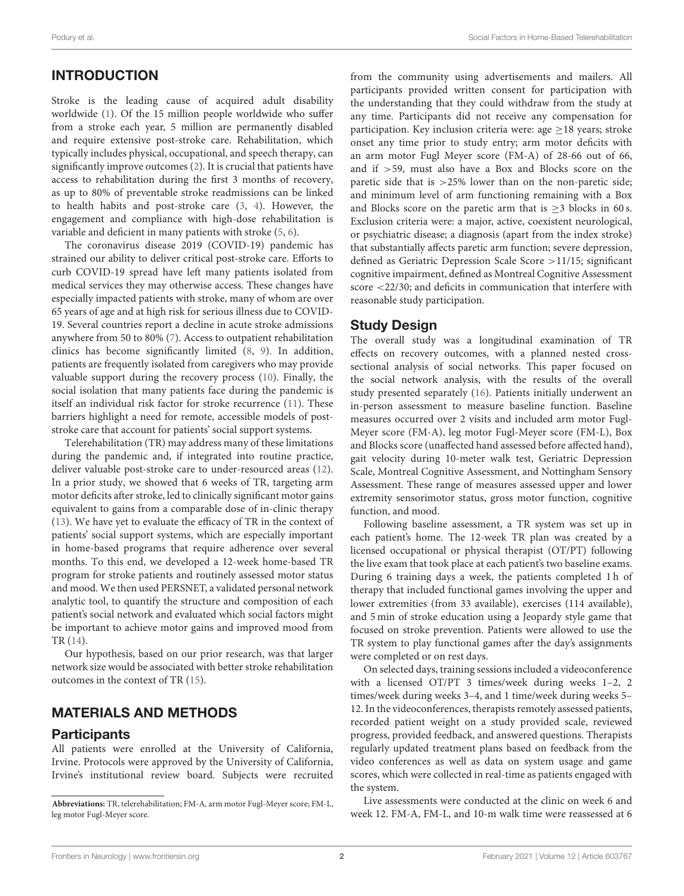## INTRODUCTION

Stroke is the leading cause of acquired adult disability worldwide (1). Of the 15 million people worldwide who suffer from a stroke each year, 5 million are permanently disabled and require extensive post-stroke care. Rehabilitation, which typically includes physical, occupational, and speech therapy, can significantly improve outcomes (2). It is crucial that patients have access to rehabilitation during the first 3 months of recovery, as up to 80% of preventable stroke readmissions can be linked to health habits and post-stroke care (3, 4). However, the engagement and compliance with high-dose rehabilitation is variable and deficient in many patients with stroke (5, 6).

The coronavirus disease 2019 (COVID-19) pandemic has strained our ability to deliver critical post-stroke care. Efforts to curb COVID-19 spread have left many patients isolated from medical services they may otherwise access. These changes have especially impacted patients with stroke, many of whom are over 65 years of age and at high risk for serious illness due to COVID-19. Several countries report a decline in acute stroke admissions anywhere from 50 to 80% (7). Access to outpatient rehabilitation clinics has become significantly limited (8, 9). In addition, patients are frequently isolated from caregivers who may provide valuable support during the recovery process (10). Finally, the social isolation that many patients face during the pandemic is itself an individual risk factor for stroke recurrence (11). These barriers highlight a need for remote, accessible models of post-stroke care that account for patients' social support systems.

Telerehabilitation (TR) may address many of these limitations during the pandemic and, if integrated into routine practice, deliver valuable post-stroke care to under-resourced areas (12). In a prior study, we showed that 6 weeks of TR, targeting arm motor deficits after stroke, led to clinically significant motor gains equivalent to gains from a comparable dose of in-clinic therapy (13). We have yet to evaluate the efficacy of TR in the context of patients' social support systems, which are especially important in home-based programs that require adherence over several months. To this end, we developed a 12-week home-based TR program for stroke patients and routinely assessed motor status and mood. We then used PERSNET, a validated personal network analytic tool, to quantify the structure and composition of each patient's social network and evaluated which social factors might be important to achieve motor gains and improved mood from TR (14).

Our hypothesis, based on our prior research, was that larger network size would be associated with better stroke rehabilitation outcomes in the context of TR (15).

## MATERIALS AND METHODS

### Participants

All patients were enrolled at the University of California, Irvine. Protocols were approved by the University of California, Irvine's institutional review board. Subjects were recruited from the community using advertisements and mailers. All participants provided written consent for participation with the understanding that they could withdraw from the study at any time. Participants did not receive any compensation for participation. Key inclusion criteria were: age ≥18 years; stroke onset any time prior to study entry; arm motor deficits with an arm motor Fugl Meyer score (FM-A) of 28-66 out of 66, and if >59, must also have a Box and Blocks score on the paretic side that is >25% lower than on the non-paretic side; and minimum level of arm functioning remaining with a Box and Blocks score on the paretic arm that is ≥3 blocks in 60 s. Exclusion criteria were: a major, active, coexistent neurological, or psychiatric disease; a diagnosis (apart from the index stroke) that substantially affects paretic arm function; severe depression, defined as Geriatric Depression Scale Score >11/15; significant cognitive impairment, defined as Montreal Cognitive Assessment score <22/30; and deficits in communication that interfere with reasonable study participation.

### Study Design

The overall study was a longitudinal examination of TR effects on recovery outcomes, with a planned nested cross-sectional analysis of social networks. This paper focused on the social network analysis, with the results of the overall study presented separately (16). Patients initially underwent an in-person assessment to measure baseline function. Baseline measures occurred over 2 visits and included arm motor Fugl-Meyer score (FM-A), leg motor Fugl-Meyer score (FM-L), Box and Blocks score (unaffected hand assessed before affected hand), gait velocity during 10-meter walk test, Geriatric Depression Scale, Montreal Cognitive Assessment, and Nottingham Sensory Assessment. These range of measures assessed upper and lower extremity sensorimotor status, gross motor function, cognitive function, and mood.

Following baseline assessment, a TR system was set up in each patient's home. The 12-week TR plan was created by a licensed occupational or physical therapist (OT/PT) following the live exam that took place at each patient's two baseline exams. During 6 training days a week, the patients completed 1 h of therapy that included functional games involving the upper and lower extremities (from 33 available), exercises (114 available), and 5 min of stroke education using a Jeopardy style game that focused on stroke prevention. Patients were allowed to use the TR system to play functional games after the day's assignments were completed or on rest days.

On selected days, training sessions included a videoconference with a licensed OT/PT 3 times/week during weeks 1–2, 2 times/week during weeks 3–4, and 1 time/week during weeks 5–12. In the videoconferences, therapists remotely assessed patients, recorded patient weight on a study provided scale, reviewed progress, provided feedback, and answered questions. Therapists regularly updated treatment plans based on feedback from the video conferences as well as data on system usage and game scores, which were collected in real-time as patients engaged with the system.

Live assessments were conducted at the clinic on week 6 and week 12. FM-A, FM-L, and 10-m walk time were reassessed at 6

**Abbreviations:** TR, telerehabilitation; FM-A, arm motor Fugl-Meyer score; FM-L, leg motor Fugl-Meyer score.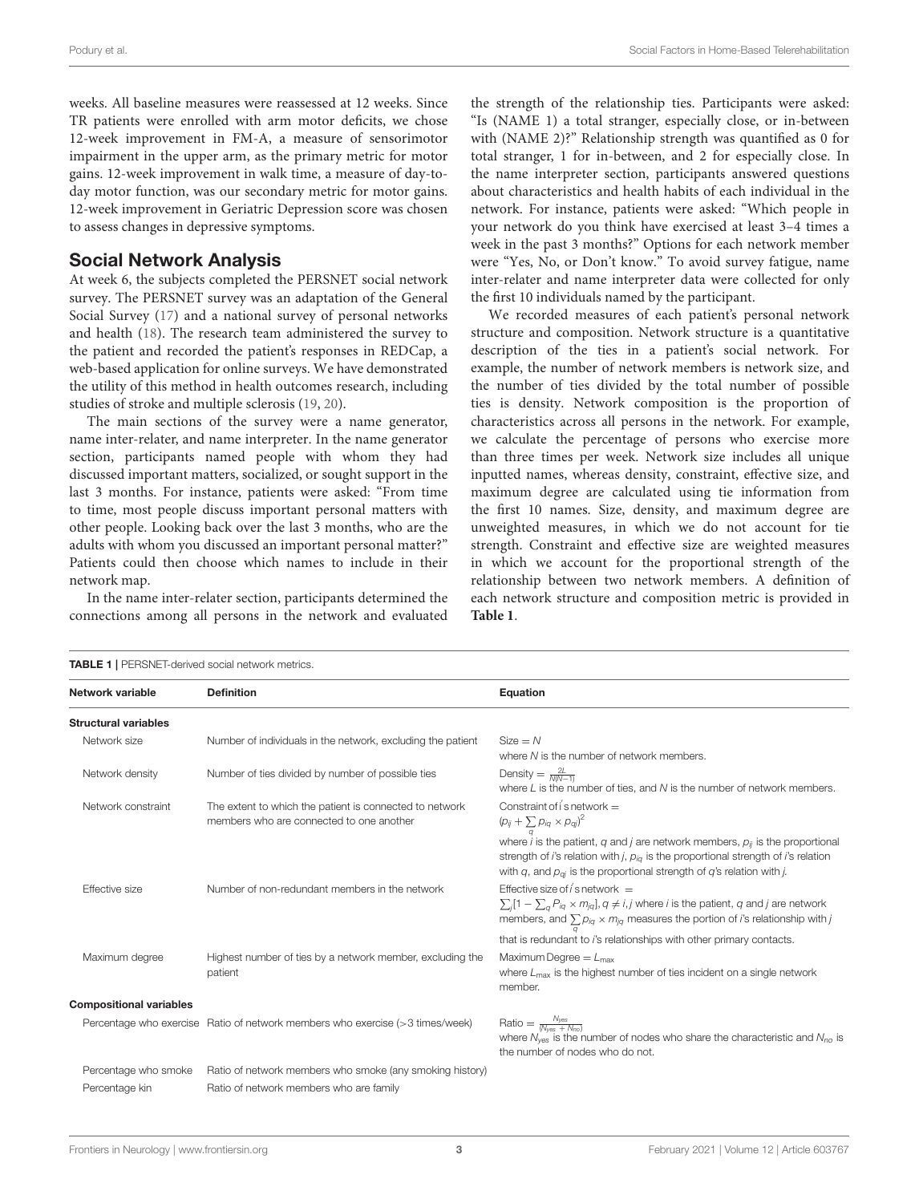weeks. All baseline measures were reassessed at 12 weeks. Since TR patients were enrolled with arm motor deficits, we chose 12-week improvement in FM-A, a measure of sensorimotor impairment in the upper arm, as the primary metric for motor gains. 12-week improvement in walk time, a measure of day-to-day motor function, was our secondary metric for motor gains. 12-week improvement in Geriatric Depression score was chosen to assess changes in depressive symptoms.

## Social Network Analysis

At week 6, the subjects completed the PERSNET social network survey. The PERSNET survey was an adaptation of the General Social Survey (17) and a national survey of personal networks and health (18). The research team administered the survey to the patient and recorded the patient's responses in REDCap, a web-based application for online surveys. We have demonstrated the utility of this method in health outcomes research, including studies of stroke and multiple sclerosis (19, 20).

The main sections of the survey were a name generator, name inter-relater, and name interpreter. In the name generator section, participants named people with whom they had discussed important matters, socialized, or sought support in the last 3 months. For instance, patients were asked: "From time to time, most people discuss important personal matters with other people. Looking back over the last 3 months, who are the adults with whom you discussed an important personal matter?" Patients could then choose which names to include in their network map.

In the name inter-relater section, participants determined the connections among all persons in the network and evaluated the strength of the relationship ties. Participants were asked: "Is (NAME 1) a total stranger, especially close, or in-between with (NAME 2)?" Relationship strength was quantified as 0 for total stranger, 1 for in-between, and 2 for especially close. In the name interpreter section, participants answered questions about characteristics and health habits of each individual in the network. For instance, patients were asked: "Which people in your network do you think have exercised at least 3–4 times a week in the past 3 months?" Options for each network member were "Yes, No, or Don't know." To avoid survey fatigue, name inter-relater and name interpreter data were collected for only the first 10 individuals named by the participant.

We recorded measures of each patient's personal network structure and composition. Network structure is a quantitative description of the ties in a patient's social network. For example, the number of network members is network size, and the number of ties divided by the total number of possible ties is density. Network composition is the proportion of characteristics across all persons in the network. For example, we calculate the percentage of persons who exercise more than three times per week. Network size includes all unique inputted names, whereas density, constraint, effective size, and maximum degree are calculated using tie information from the first 10 names. Size, density, and maximum degree are unweighted measures, in which we do not account for tie strength. Constraint and effective size are weighted measures in which we account for the proportional strength of the relationship between two network members. A definition of each network structure and composition metric is provided in **Table 1**.

**TABLE 1** | PERSNET-derived social network metrics.

| Network variable | Definition | Equation |
|---|---|---|
| **Structural variables** | | |
| Network size | Number of individuals in the network, excluding the patient | Size $= N$ where $N$ is the number of network members. |
| Network density | Number of ties divided by number of possible ties | Density $= \frac{2L}{N(N-1)}$ where $L$ is the number of ties, and $N$ is the number of network members. |
| Network constraint | The extent to which the patient is connected to network members who are connected to one another | Constraint of $i$'s network $= (p_{ij} + \sum_q p_{iq} \times p_{qj})^2$ where $i$ is the patient, $q$ and $j$ are network members, $p_{ij}$ is the proportional strength of $i$'s relation with $j$, $p_{iq}$ is the proportional strength of $i$'s relation with $q$, and $p_{qj}$ is the proportional strength of $q$'s relation with $j$. |
| Effective size | Number of non-redundant members in the network | Effective size of $i$'s network $= \sum_j [1 - \sum_q P_{iq} \times m_{jq}], q \neq i, j$ where $i$ is the patient, $q$ and $j$ are network members, and $\sum_q p_{iq} \times m_{jq}$ measures the portion of $i$'s relationship with $j$ that is redundant to $i$'s relationships with other primary contacts. |
| Maximum degree | Highest number of ties by a network member, excluding the patient | Maximum Degree $= L_{\max}$ where $L_{\max}$ is the highest number of ties incident on a single network member. |
| **Compositional variables** | | |
| Percentage who exercise | Ratio of network members who exercise (>3 times/week) | Ratio $= \frac{N_{yes}}{(N_{yes} + N_{no})}$ where $N_{yes}$ is the number of nodes who share the characteristic and $N_{no}$ is the number of nodes who do not. |
| Percentage who smoke | Ratio of network members who smoke (any smoking history) | |
| Percentage kin | Ratio of network members who are family | |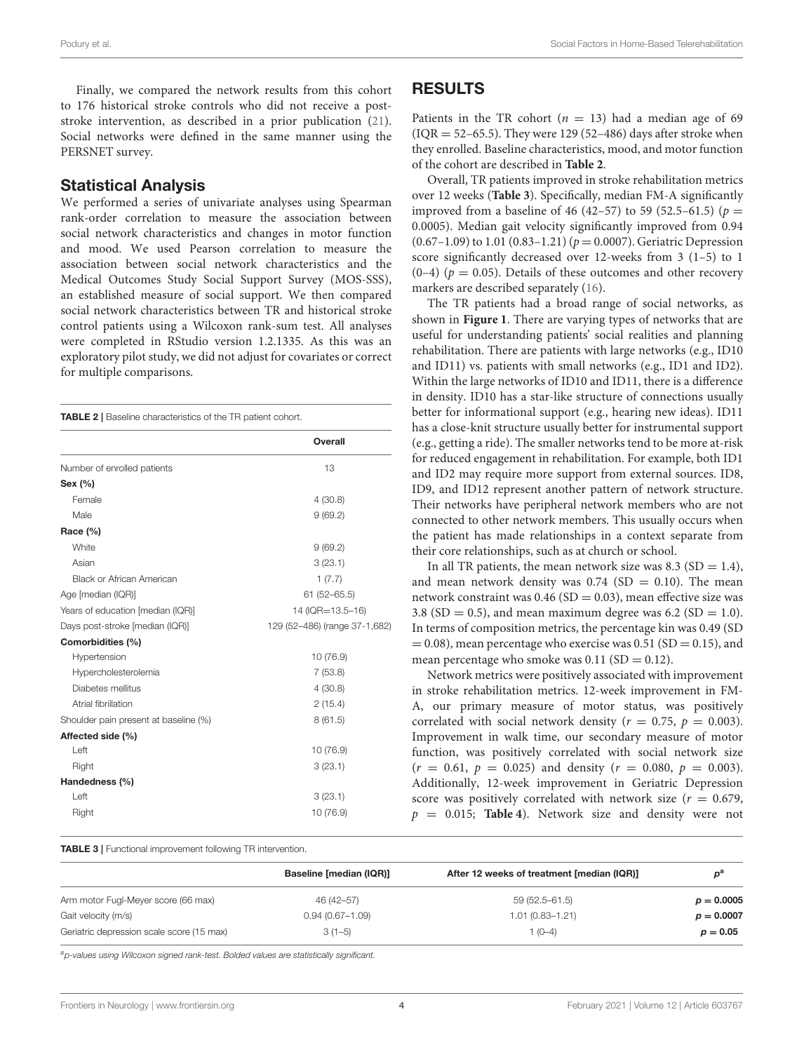Finally, we compared the network results from this cohort to 176 historical stroke controls who did not receive a post-stroke intervention, as described in a prior publication (21). Social networks were defined in the same manner using the PERSNET survey.

## Statistical Analysis

We performed a series of univariate analyses using Spearman rank-order correlation to measure the association between social network characteristics and changes in motor function and mood. We used Pearson correlation to measure the association between social network characteristics and the Medical Outcomes Study Social Support Survey (MOS-SSS), an established measure of social support. We then compared social network characteristics between TR and historical stroke control patients using a Wilcoxon rank-sum test. All analyses were completed in RStudio version 1.2.1335. As this was an exploratory pilot study, we did not adjust for covariates or correct for multiple comparisons.

**TABLE 2** | Baseline characteristics of the TR patient cohort.

| | Overall |
|---|---|
| Number of enrolled patients | 13 |
| **Sex (%)** | |
| Female | 4 (30.8) |
| Male | 9 (69.2) |
| **Race (%)** | |
| White | 9 (69.2) |
| Asian | 3 (23.1) |
| Black or African American | 1 (7.7) |
| Age [median (IQR)] | 61 (52–65.5) |
| Years of education [median (IQR)] | 14 (IQR=13.5–16) |
| Days post-stroke [median (IQR)] | 129 (52–486) (range 37-1,682) |
| **Comorbidities (%)** | |
| Hypertension | 10 (76.9) |
| Hypercholesterolemia | 7 (53.8) |
| Diabetes mellitus | 4 (30.8) |
| Atrial fibrillation | 2 (15.4) |
| Shoulder pain present at baseline (%) | 8 (61.5) |
| **Affected side (%)** | |
| Left | 10 (76.9) |
| Right | 3 (23.1) |
| **Handedness (%)** | |
| Left | 3 (23.1) |
| Right | 10 (76.9) |

## RESULTS

Patients in the TR cohort ($n = 13$) had a median age of 69 (IQR = 52–65.5). They were 129 (52–486) days after stroke when they enrolled. Baseline characteristics, mood, and motor function of the cohort are described in **Table 2**.

Overall, TR patients improved in stroke rehabilitation metrics over 12 weeks (**Table 3**). Specifically, median FM-A significantly improved from a baseline of 46 (42–57) to 59 (52.5–61.5) ($p = 0.0005$). Median gait velocity significantly improved from 0.94 (0.67–1.09) to 1.01 (0.83–1.21) ($p = 0.0007$). Geriatric Depression score significantly decreased over 12-weeks from 3 (1–5) to 1 (0–4) ($p = 0.05$). Details of these outcomes and other recovery markers are described separately (16).

The TR patients had a broad range of social networks, as shown in **Figure 1**. There are varying types of networks that are useful for understanding patients' social realities and planning rehabilitation. There are patients with large networks (e.g., ID10 and ID11) vs. patients with small networks (e.g., ID1 and ID2). Within the large networks of ID10 and ID11, there is a difference in density. ID10 has a star-like structure of connections usually better for informational support (e.g., hearing new ideas). ID11 has a close-knit structure usually better for instrumental support (e.g., getting a ride). The smaller networks tend to be more at-risk for reduced engagement in rehabilitation. For example, both ID1 and ID2 may require more support from external sources. ID8, ID9, and ID12 represent another pattern of network structure. Their networks have peripheral network members who are not connected to other network members. This usually occurs when the patient has made relationships in a context separate from their core relationships, such as at church or school.

In all TR patients, the mean network size was 8.3 (SD = 1.4), and mean network density was 0.74 (SD = 0.10). The mean network constraint was 0.46 (SD = 0.03), mean effective size was 3.8 (SD = 0.5), and mean maximum degree was 6.2 (SD = 1.0). In terms of composition metrics, the percentage kin was 0.49 (SD = 0.08), mean percentage who exercise was 0.51 (SD = 0.15), and mean percentage who smoke was 0.11 (SD = 0.12).

Network metrics were positively associated with improvement in stroke rehabilitation metrics. 12-week improvement in FM-A, our primary measure of motor status, was positively correlated with social network density ($r = 0.75$, $p = 0.003$). Improvement in walk time, our secondary measure of motor function, was positively correlated with social network size ($r = 0.61$, $p = 0.025$) and density ($r = 0.080$, $p = 0.003$). Additionally, 12-week improvement in Geriatric Depression score was positively correlated with network size ($r = 0.679$, $p = 0.015$; **Table 4**). Network size and density were not

**TABLE 3** | Functional improvement following TR intervention.

| | Baseline [median (IQR)] | After 12 weeks of treatment [median (IQR)] | $p^a$ |
|---|---|---|---|
| Arm motor Fugl-Meyer score (66 max) | 46 (42–57) | 59 (52.5–61.5) | **$p = 0.0005$** |
| Gait velocity (m/s) | 0.94 (0.67–1.09) | 1.01 (0.83–1.21) | **$p = 0.0007$** |
| Geriatric depression scale score (15 max) | 3 (1–5) | 1 (0–4) | **$p = 0.05$** |

[a] *p-values using Wilcoxon signed rank-test. Bolded values are statistically significant.*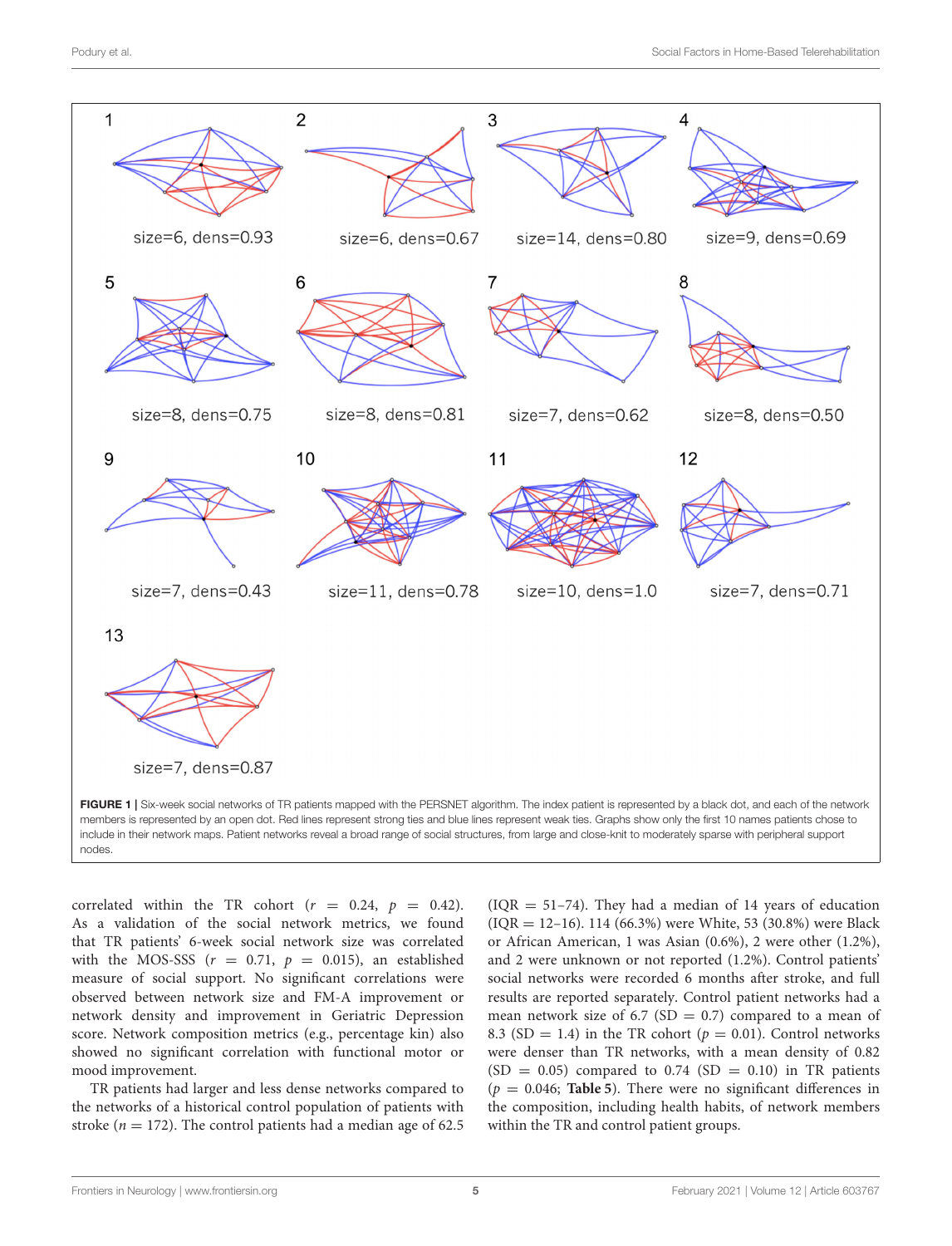1

size=6, dens=0.93

2

size=6, dens=0.67

3

size=14, dens=0.80

4

size=9, dens=0.69

5

size=8, dens=0.75

6

size=8, dens=0.81

7

size=7, dens=0.62

8

size=8, dens=0.50

9

size=7, dens=0.43

10

size=11, dens=0.78

11

size=10, dens=1.0

12

size=7, dens=0.71

13

size=7, dens=0.87

**FIGURE 1** | Six-week social networks of TR patients mapped with the PERSNET algorithm. The index patient is represented by a black dot, and each of the network members is represented by an open dot. Red lines represent strong ties and blue lines represent weak ties. Graphs show only the first 10 names patients chose to include in their network maps. Patient networks reveal a broad range of social structures, from large and close-knit to moderately sparse with peripheral support nodes.

correlated within the TR cohort ($r = 0.24$, $p = 0.42$). As a validation of the social network metrics, we found that TR patients' 6-week social network size was correlated with the MOS-SSS ($r = 0.71$, $p = 0.015$), an established measure of social support. No significant correlations were observed between network size and FM-A improvement or network density and improvement in Geriatric Depression score. Network composition metrics (e.g., percentage kin) also showed no significant correlation with functional motor or mood improvement.

TR patients had larger and less dense networks compared to the networks of a historical control population of patients with stroke ($n = 172$). The control patients had a median age of 62.5 (IQR = 51–74). They had a median of 14 years of education (IQR = 12–16). 114 (66.3%) were White, 53 (30.8%) were Black or African American, 1 was Asian (0.6%), 2 were other (1.2%), and 2 were unknown or not reported (1.2%). Control patients' social networks were recorded 6 months after stroke, and full results are reported separately. Control patient networks had a mean network size of 6.7 (SD = 0.7) compared to a mean of 8.3 (SD = 1.4) in the TR cohort ($p = 0.01$). Control networks were denser than TR networks, with a mean density of 0.82 (SD = 0.05) compared to 0.74 (SD = 0.10) in TR patients ($p = 0.046$; **Table 5**). There were no significant differences in the composition, including health habits, of network members within the TR and control patient groups.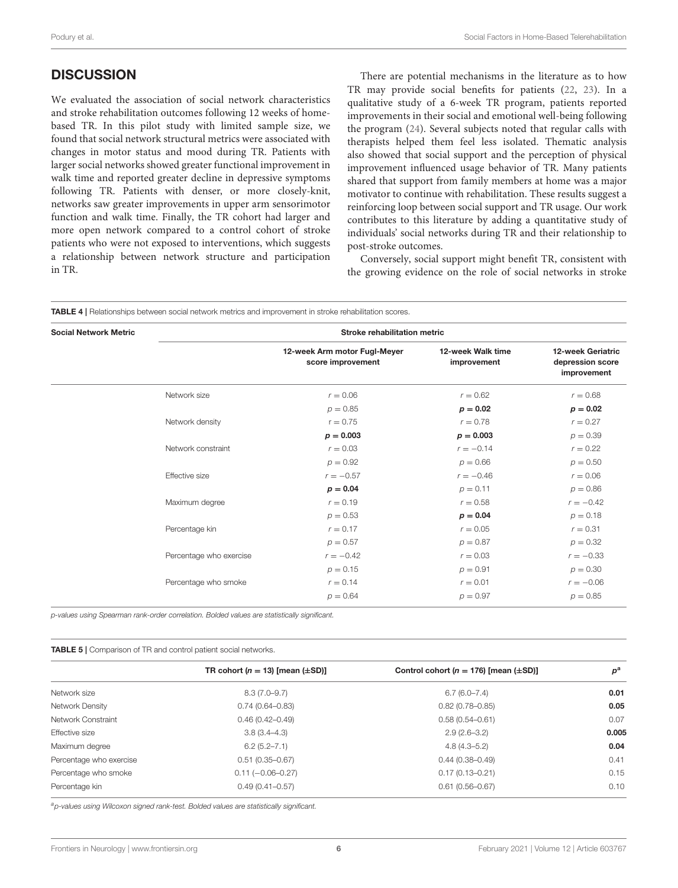## DISCUSSION

We evaluated the association of social network characteristics and stroke rehabilitation outcomes following 12 weeks of home-based TR. In this pilot study with limited sample size, we found that social network structural metrics were associated with changes in motor status and mood during TR. Patients with larger social networks showed greater functional improvement in walk time and reported greater decline in depressive symptoms following TR. Patients with denser, or more closely-knit, networks saw greater improvements in upper arm sensorimotor function and walk time. Finally, the TR cohort had larger and more open network compared to a control cohort of stroke patients who were not exposed to interventions, which suggests a relationship between network structure and participation in TR.

There are potential mechanisms in the literature as to how TR may provide social benefits for patients (22, 23). In a qualitative study of a 6-week TR program, patients reported improvements in their social and emotional well-being following the program (24). Several subjects noted that regular calls with therapists helped them feel less isolated. Thematic analysis also showed that social support and the perception of physical improvement influenced usage behavior of TR. Many patients shared that support from family members at home was a major motivator to continue with rehabilitation. These results suggest a reinforcing loop between social support and TR usage. Our work contributes to this literature by adding a quantitative study of individuals' social networks during TR and their relationship to post-stroke outcomes.

Conversely, social support might benefit TR, consistent with the growing evidence on the role of social networks in stroke

**TABLE 4** | Relationships between social network metrics and improvement in stroke rehabilitation scores.

| Social Network Metric | Stroke rehabilitation metric | | |
|---|---|---|---|
| | 12-week Arm motor Fugl-Meyer score improvement | 12-week Walk time improvement | 12-week Geriatric depression score improvement |
| Network size | $r = 0.06$ | $r = 0.62$ | $r = 0.68$ |
| | $p = 0.85$ | **$p = 0.02$** | **$p = 0.02$** |
| Network density | $r = 0.75$ | $r = 0.78$ | $r = 0.27$ |
| | **$p = 0.003$** | **$p = 0.003$** | $p = 0.39$ |
| Network constraint | $r = 0.03$ | $r = -0.14$ | $r = 0.22$ |
| | $p = 0.92$ | $p = 0.66$ | $p = 0.50$ |
| Effective size | $r = -0.57$ | $r = -0.46$ | $r = 0.06$ |
| | **$p = 0.04$** | $p = 0.11$ | $p = 0.86$ |
| Maximum degree | $r = 0.19$ | $r = 0.58$ | $r = -0.42$ |
| | $p = 0.53$ | **$p = 0.04$** | $p = 0.18$ |
| Percentage kin | $r = 0.17$ | $r = 0.05$ | $r = 0.31$ |
| | $p = 0.57$ | $p = 0.87$ | $p = 0.32$ |
| Percentage who exercise | $r = -0.42$ | $r = 0.03$ | $r = -0.33$ |
| | $p = 0.15$ | $p = 0.91$ | $p = 0.30$ |
| Percentage who smoke | $r = 0.14$ | $r = 0.01$ | $r = -0.06$ |
| | $p = 0.64$ | $p = 0.97$ | $p = 0.85$ |

*p-values using Spearman rank-order correlation. Bolded values are statistically significant.*

**TABLE 5** | Comparison of TR and control patient social networks.

| | TR cohort ($n = 13$) [mean (±SD)] | Control cohort ($n = 176$) [mean (±SD)] | $p^a$ |
|---|---|---|---|
| Network size | 8.3 (7.0–9.7) | 6.7 (6.0–7.4) | **0.01** |
| Network Density | 0.74 (0.64–0.83) | 0.82 (0.78–0.85) | **0.05** |
| Network Constraint | 0.46 (0.42–0.49) | 0.58 (0.54–0.61) | 0.07 |
| Effective size | 3.8 (3.4–4.3) | 2.9 (2.6–3.2) | **0.005** |
| Maximum degree | 6.2 (5.2–7.1) | 4.8 (4.3–5.2) | **0.04** |
| Percentage who exercise | 0.51 (0.35–0.67) | 0.44 (0.38–0.49) | 0.41 |
| Percentage who smoke | 0.11 (−0.06–0.27) | 0.17 (0.13–0.21) | 0.15 |
| Percentage kin | 0.49 (0.41–0.57) | 0.61 (0.56–0.67) | 0.10 |

[a] *p-values using Wilcoxon signed rank-test. Bolded values are statistically significant.*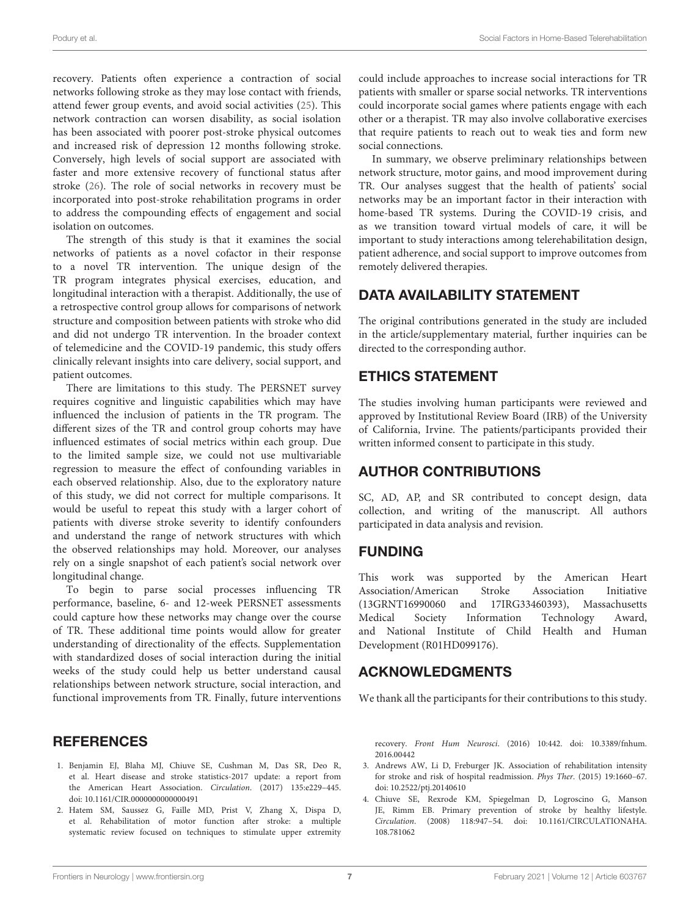recovery. Patients often experience a contraction of social networks following stroke as they may lose contact with friends, attend fewer group events, and avoid social activities (25). This network contraction can worsen disability, as social isolation has been associated with poorer post-stroke physical outcomes and increased risk of depression 12 months following stroke. Conversely, high levels of social support are associated with faster and more extensive recovery of functional status after stroke (26). The role of social networks in recovery must be incorporated into post-stroke rehabilitation programs in order to address the compounding effects of engagement and social isolation on outcomes.

The strength of this study is that it examines the social networks of patients as a novel cofactor in their response to a novel TR intervention. The unique design of the TR program integrates physical exercises, education, and longitudinal interaction with a therapist. Additionally, the use of a retrospective control group allows for comparisons of network structure and composition between patients with stroke who did and did not undergo TR intervention. In the broader context of telemedicine and the COVID-19 pandemic, this study offers clinically relevant insights into care delivery, social support, and patient outcomes.

There are limitations to this study. The PERSNET survey requires cognitive and linguistic capabilities which may have influenced the inclusion of patients in the TR program. The different sizes of the TR and control group cohorts may have influenced estimates of social metrics within each group. Due to the limited sample size, we could not use multivariable regression to measure the effect of confounding variables in each observed relationship. Also, due to the exploratory nature of this study, we did not correct for multiple comparisons. It would be useful to repeat this study with a larger cohort of patients with diverse stroke severity to identify confounders and understand the range of network structures with which the observed relationships may hold. Moreover, our analyses rely on a single snapshot of each patient's social network over longitudinal change.

To begin to parse social processes influencing TR performance, baseline, 6- and 12-week PERSNET assessments could capture how these networks may change over the course of TR. These additional time points would allow for greater understanding of directionality of the effects. Supplementation with standardized doses of social interaction during the initial weeks of the study could help us better understand causal relationships between network structure, social interaction, and functional improvements from TR. Finally, future interventions could include approaches to increase social interactions for TR patients with smaller or sparse social networks. TR interventions could incorporate social games where patients engage with each other or a therapist. TR may also involve collaborative exercises that require patients to reach out to weak ties and form new social connections.

In summary, we observe preliminary relationships between network structure, motor gains, and mood improvement during TR. Our analyses suggest that the health of patients' social networks may be an important factor in their interaction with home-based TR systems. During the COVID-19 crisis, and as we transition toward virtual models of care, it will be important to study interactions among telerehabilitation design, patient adherence, and social support to improve outcomes from remotely delivered therapies.

## DATA AVAILABILITY STATEMENT

The original contributions generated in the study are included in the article/supplementary material, further inquiries can be directed to the corresponding author.

## ETHICS STATEMENT

The studies involving human participants were reviewed and approved by Institutional Review Board (IRB) of the University of California, Irvine. The patients/participants provided their written informed consent to participate in this study.

## AUTHOR CONTRIBUTIONS

SC, AD, AP, and SR contributed to concept design, data collection, and writing of the manuscript. All authors participated in data analysis and revision.

## FUNDING

This work was supported by the American Heart Association/American Stroke Association Initiative (13GRNT16990060 and 17IRG33460393), Massachusetts Medical Society Information Technology Award, and National Institute of Child Health and Human Development (R01HD099176).

## ACKNOWLEDGMENTS

We thank all the participants for their contributions to this study.

## REFERENCES

1. Benjamin EJ, Blaha MJ, Chiuve SE, Cushman M, Das SR, Deo R, et al. Heart disease and stroke statistics-2017 update: a report from the American Heart Association. *Circulation*. (2017) 135:e229–445. doi: 10.1161/CIR.0000000000000491
2. Hatem SM, Saussez G, Faille MD, Prist V, Zhang X, Dispa D, et al. Rehabilitation of motor function after stroke: a multiple systematic review focused on techniques to stimulate upper extremity recovery. *Front Hum Neurosci*. (2016) 10:442. doi: 10.3389/fnhum.2016.00442
3. Andrews AW, Li D, Freburger JK. Association of rehabilitation intensity for stroke and risk of hospital readmission. *Phys Ther*. (2015) 19:1660–67. doi: 10.2522/ptj.20140610
4. Chiuve SE, Rexrode KM, Spiegelman D, Logroscino G, Manson JE, Rimm EB. Primary prevention of stroke by healthy lifestyle. *Circulation*. (2008) 118:947–54. doi: 10.1161/CIRCULATIONAHA.108.781062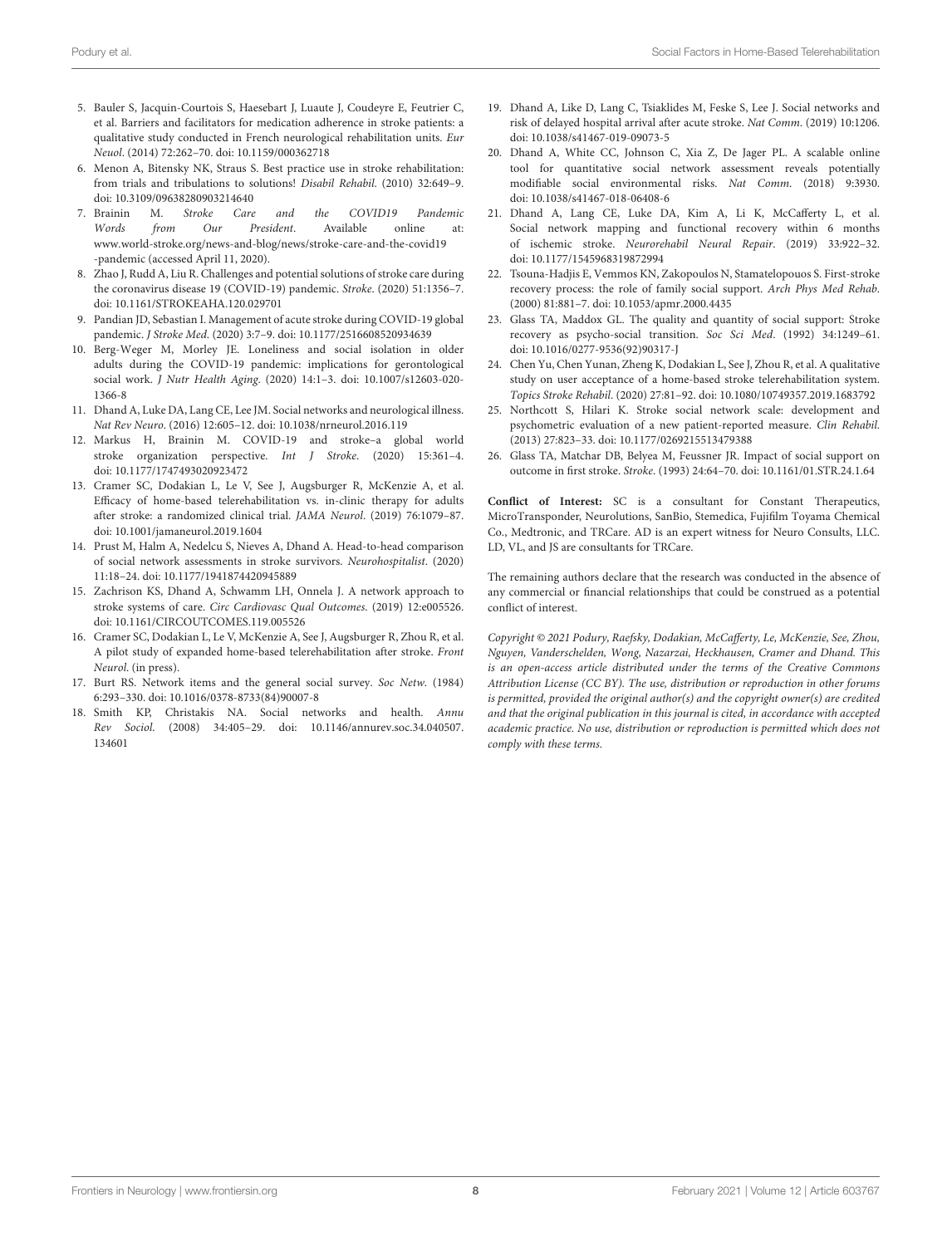5. Bauler S, Jacquin-Courtois S, Haesebart J, Luaute J, Coudeyre E, Feutrier C, et al. Barriers and facilitators for medication adherence in stroke patients: a qualitative study conducted in French neurological rehabilitation units. *Eur Neuol*. (2014) 72:262–70. doi: 10.1159/000362718
6. Menon A, Bitensky NK, Straus S. Best practice use in stroke rehabilitation: from trials and tribulations to solutions! *Disabil Rehabil*. (2010) 32:649–9. doi: 10.3109/09638280903214640
7. Brainin M. *Stroke Care and the COVID19 Pandemic Words from Our President*. Available online at: www.world-stroke.org/news-and-blog/news/stroke-care-and-the-covid19-pandemic (accessed April 11, 2020).
8. Zhao J, Rudd A, Liu R. Challenges and potential solutions of stroke care during the coronavirus disease 19 (COVID-19) pandemic. *Stroke*. (2020) 51:1356–7. doi: 10.1161/STROKEAHA.120.029701
9. Pandian JD, Sebastian I. Management of acute stroke during COVID-19 global pandemic. *J Stroke Med*. (2020) 3:7–9. doi: 10.1177/2516608520934639
10. Berg-Weger M, Morley JE. Loneliness and social isolation in older adults during the COVID-19 pandemic: implications for gerontological social work. *J Nutr Health Aging*. (2020) 14:1–3. doi: 10.1007/s12603-020-1366-8
11. Dhand A, Luke DA, Lang CE, Lee JM. Social networks and neurological illness. *Nat Rev Neuro*. (2016) 12:605–12. doi: 10.1038/nrneurol.2016.119
12. Markus H, Brainin M. COVID-19 and stroke–a global world stroke organization perspective. *Int J Stroke*. (2020) 15:361–4. doi: 10.1177/1747493020923472
13. Cramer SC, Dodakian L, Le V, See J, Augsburger R, McKenzie A, et al. Efficacy of home-based telerehabilitation vs. in-clinic therapy for adults after stroke: a randomized clinical trial. *JAMA Neurol*. (2019) 76:1079–87. doi: 10.1001/jamaneurol.2019.1604
14. Prust M, Halm A, Nedelcu S, Nieves A, Dhand A. Head-to-head comparison of social network assessments in stroke survivors. *Neurohospitalist*. (2020) 11:18–24. doi: 10.1177/1941874420945889
15. Zachrison KS, Dhand A, Schwamm LH, Onnela J. A network approach to stroke systems of care. *Circ Cardiovasc Qual Outcomes*. (2019) 12:e005526. doi: 10.1161/CIRCOUTCOMES.119.005526
16. Cramer SC, Dodakian L, Le V, McKenzie A, See J, Augsburger R, Zhou R, et al. A pilot study of expanded home-based telerehabilitation after stroke. *Front Neurol*. (in press).
17. Burt RS. Network items and the general social survey. *Soc Netw*. (1984) 6:293–330. doi: 10.1016/0378-8733(84)90007-8
18. Smith KP, Christakis NA. Social networks and health. *Annu Rev Sociol*. (2008) 34:405–29. doi: 10.1146/annurev.soc.34.040507.134601
19. Dhand A, Like D, Lang C, Tsiaklides M, Feske S, Lee J. Social networks and risk of delayed hospital arrival after acute stroke. *Nat Comm*. (2019) 10:1206. doi: 10.1038/s41467-019-09073-5
20. Dhand A, White CC, Johnson C, Xia Z, De Jager PL. A scalable online tool for quantitative social network assessment reveals potentially modifiable social environmental risks. *Nat Comm*. (2018) 9:3930. doi: 10.1038/s41467-018-06408-6
21. Dhand A, Lang CE, Luke DA, Kim A, Li K, McCafferty L, et al. Social network mapping and functional recovery within 6 months of ischemic stroke. *Neurorehabil Neural Repair*. (2019) 33:922–32. doi: 10.1177/1545968319872994
22. Tsouna-Hadjis E, Vemmos KN, Zakopoulos N, Stamatelopouos S. First-stroke recovery process: the role of family social support. *Arch Phys Med Rehab*. (2000) 81:881–7. doi: 10.1053/apmr.2000.4435
23. Glass TA, Maddox GL. The quality and quantity of social support: Stroke recovery as psycho-social transition. *Soc Sci Med*. (1992) 34:1249–61. doi: 10.1016/0277-9536(92)90317-J
24. Chen Yu, Chen Yunan, Zheng K, Dodakian L, See J, Zhou R, et al. A qualitative study on user acceptance of a home-based stroke telerehabilitation system. *Topics Stroke Rehabil*. (2020) 27:81–92. doi: 10.1080/10749357.2019.1683792
25. Northcott S, Hilari K. Stroke social network scale: development and psychometric evaluation of a new patient-reported measure. *Clin Rehabil*. (2013) 27:823–33. doi: 10.1177/0269215513479388
26. Glass TA, Matchar DB, Belyea M, Feussner JR. Impact of social support on outcome in first stroke. *Stroke*. (1993) 24:64–70. doi: 10.1161/01.STR.24.1.64

**Conflict of Interest:** SC is a consultant for Constant Therapeutics, MicroTransponder, Neurolutions, SanBio, Stemedica, Fujifilm Toyama Chemical Co., Medtronic, and TRCare. AD is an expert witness for Neuro Consults, LLC. LD, VL, and JS are consultants for TRCare.

The remaining authors declare that the research was conducted in the absence of any commercial or financial relationships that could be construed as a potential conflict of interest.

*Copyright © 2021 Podury, Raefsky, Dodakian, McCafferty, Le, McKenzie, See, Zhou, Nguyen, Vanderschelden, Wong, Nazarzai, Heckhausen, Cramer and Dhand. This is an open-access article distributed under the terms of the Creative Commons Attribution License (CC BY). The use, distribution or reproduction in other forums is permitted, provided the original author(s) and the copyright owner(s) are credited and that the original publication in this journal is cited, in accordance with accepted academic practice. No use, distribution or reproduction is permitted which does not comply with these terms.*